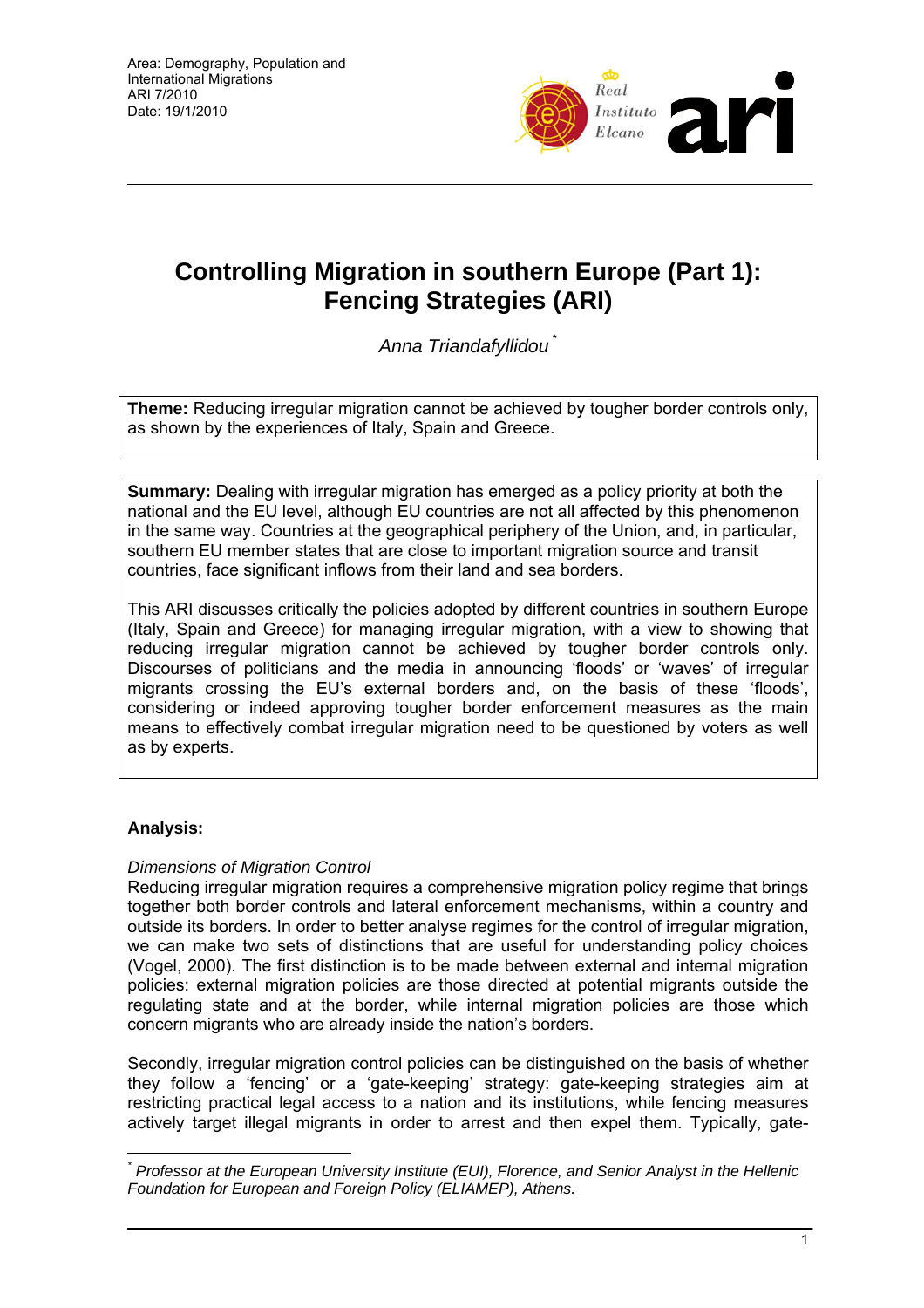Area: Demography, Population and International Migrations
ARI 7/2010
Date: 19/1/2010

# Controlling Migration in southern Europe (Part 1): Fencing Strategies (ARI)

*Anna Triandafyllidou* [*]

**Theme:** Reducing irregular migration cannot be achieved by tougher border controls only, as shown by the experiences of Italy, Spain and Greece.

**Summary:** Dealing with irregular migration has emerged as a policy priority at both the national and the EU level, although EU countries are not all affected by this phenomenon in the same way. Countries at the geographical periphery of the Union, and, in particular, southern EU member states that are close to important migration source and transit countries, face significant inflows from their land and sea borders.

This ARI discusses critically the policies adopted by different countries in southern Europe (Italy, Spain and Greece) for managing irregular migration, with a view to showing that reducing irregular migration cannot be achieved by tougher border controls only. Discourses of politicians and the media in announcing 'floods' or 'waves' of irregular migrants crossing the EU's external borders and, on the basis of these 'floods', considering or indeed approving tougher border enforcement measures as the main means to effectively combat irregular migration need to be questioned by voters as well as by experts.

## Analysis:

### *Dimensions of Migration Control*

Reducing irregular migration requires a comprehensive migration policy regime that brings together both border controls and lateral enforcement mechanisms, within a country and outside its borders. In order to better analyse regimes for the control of irregular migration, we can make two sets of distinctions that are useful for understanding policy choices (Vogel, 2000). The first distinction is to be made between external and internal migration policies: external migration policies are those directed at potential migrants outside the regulating state and at the border, while internal migration policies are those which concern migrants who are already inside the nation's borders.

Secondly, irregular migration control policies can be distinguished on the basis of whether they follow a 'fencing' or a 'gate-keeping' strategy: gate-keeping strategies aim at restricting practical legal access to a nation and its institutions, while fencing measures actively target illegal migrants in order to arrest and then expel them. Typically, gate-

[*] *Professor at the European University Institute (EUI), Florence, and Senior Analyst in the Hellenic Foundation for European and Foreign Policy (ELIAMEP), Athens.*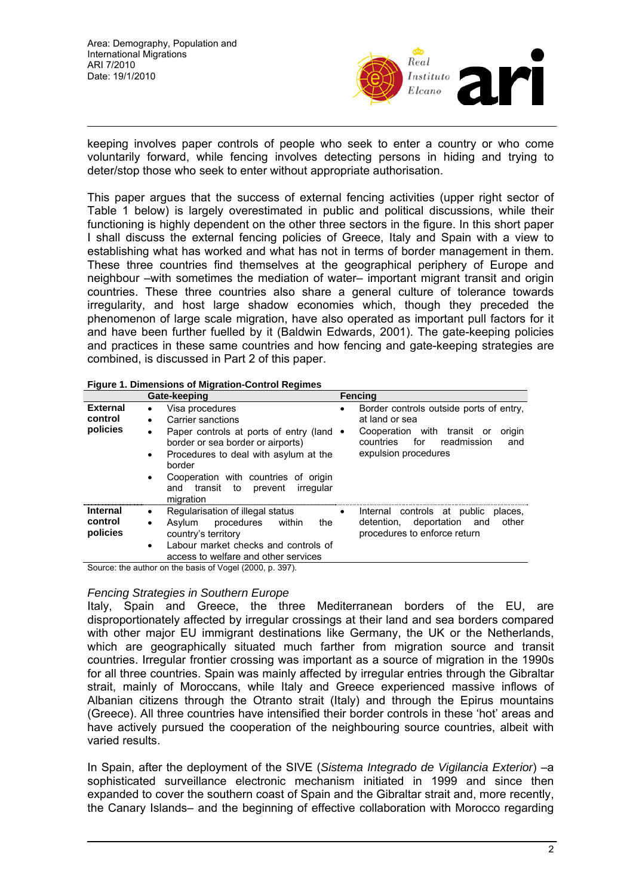keeping involves paper controls of people who seek to enter a country or who come voluntarily forward, while fencing involves detecting persons in hiding and trying to deter/stop those who seek to enter without appropriate authorisation.

This paper argues that the success of external fencing activities (upper right sector of Table 1 below) is largely overestimated in public and political discussions, while their functioning is highly dependent on the other three sectors in the figure. In this short paper I shall discuss the external fencing policies of Greece, Italy and Spain with a view to establishing what has worked and what has not in terms of border management in them. These three countries find themselves at the geographical periphery of Europe and neighbour –with sometimes the mediation of water– important migrant transit and origin countries. These three countries also share a general culture of tolerance towards irregularity, and host large shadow economies which, though they preceded the phenomenon of large scale migration, have also operated as important pull factors for it and have been further fuelled by it (Baldwin Edwards, 2001). The gate-keeping policies and practices in these same countries and how fencing and gate-keeping strategies are combined, is discussed in Part 2 of this paper.

**Figure 1. Dimensions of Migration-Control Regimes**

| | Gate-keeping | Fencing |
|---|---|---|
| **External control policies** | • Visa procedures<br>• Carrier sanctions<br>• Paper controls at ports of entry (land border or sea border or airports)<br>• Procedures to deal with asylum at the border<br>• Cooperation with countries of origin and transit to prevent irregular migration | • Border controls outside ports of entry, at land or sea<br>• Cooperation with transit or origin countries for readmission and expulsion procedures |
| **Internal control policies** | • Regularisation of illegal status<br>• Asylum procedures within the country's territory<br>• Labour market checks and controls of access to welfare and other services | • Internal controls at public places, detention, deportation and other procedures to enforce return |

Source: the author on the basis of Vogel (2000, p. 397).

*Fencing Strategies in Southern Europe*

Italy, Spain and Greece, the three Mediterranean borders of the EU, are disproportionately affected by irregular crossings at their land and sea borders compared with other major EU immigrant destinations like Germany, the UK or the Netherlands, which are geographically situated much farther from migration source and transit countries. Irregular frontier crossing was important as a source of migration in the 1990s for all three countries. Spain was mainly affected by irregular entries through the Gibraltar strait, mainly of Moroccans, while Italy and Greece experienced massive inflows of Albanian citizens through the Otranto strait (Italy) and through the Epirus mountains (Greece). All three countries have intensified their border controls in these 'hot' areas and have actively pursued the cooperation of the neighbouring source countries, albeit with varied results.

In Spain, after the deployment of the SIVE (*Sistema Integrado de Vigilancia Exterior*) –a sophisticated surveillance electronic mechanism initiated in 1999 and since then expanded to cover the southern coast of Spain and the Gibraltar strait and, more recently, the Canary Islands– and the beginning of effective collaboration with Morocco regarding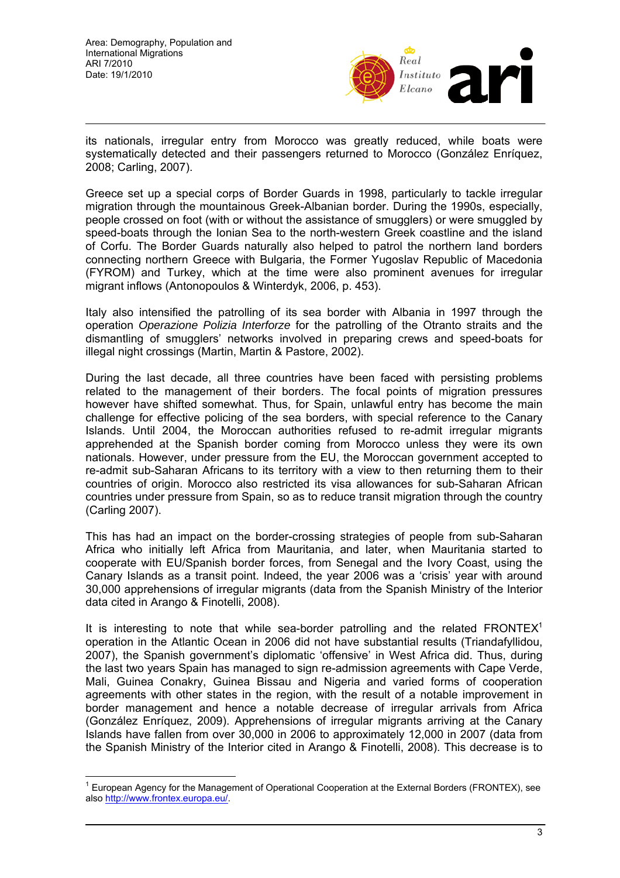its nationals, irregular entry from Morocco was greatly reduced, while boats were systematically detected and their passengers returned to Morocco (González Enríquez, 2008; Carling, 2007).

Greece set up a special corps of Border Guards in 1998, particularly to tackle irregular migration through the mountainous Greek-Albanian border. During the 1990s, especially, people crossed on foot (with or without the assistance of smugglers) or were smuggled by speed-boats through the Ionian Sea to the north-western Greek coastline and the island of Corfu. The Border Guards naturally also helped to patrol the northern land borders connecting northern Greece with Bulgaria, the Former Yugoslav Republic of Macedonia (FYROM) and Turkey, which at the time were also prominent avenues for irregular migrant inflows (Antonopoulos & Winterdyk, 2006, p. 453).

Italy also intensified the patrolling of its sea border with Albania in 1997 through the operation *Operazione Polizia Interforze* for the patrolling of the Otranto straits and the dismantling of smugglers' networks involved in preparing crews and speed-boats for illegal night crossings (Martin, Martin & Pastore, 2002).

During the last decade, all three countries have been faced with persisting problems related to the management of their borders. The focal points of migration pressures however have shifted somewhat. Thus, for Spain, unlawful entry has become the main challenge for effective policing of the sea borders, with special reference to the Canary Islands. Until 2004, the Moroccan authorities refused to re-admit irregular migrants apprehended at the Spanish border coming from Morocco unless they were its own nationals. However, under pressure from the EU, the Moroccan government accepted to re-admit sub-Saharan Africans to its territory with a view to then returning them to their countries of origin. Morocco also restricted its visa allowances for sub-Saharan African countries under pressure from Spain, so as to reduce transit migration through the country (Carling 2007).

This has had an impact on the border-crossing strategies of people from sub-Saharan Africa who initially left Africa from Mauritania, and later, when Mauritania started to cooperate with EU/Spanish border forces, from Senegal and the Ivory Coast, using the Canary Islands as a transit point. Indeed, the year 2006 was a 'crisis' year with around 30,000 apprehensions of irregular migrants (data from the Spanish Ministry of the Interior data cited in Arango & Finotelli, 2008).

It is interesting to note that while sea-border patrolling and the related FRONTEX[1] operation in the Atlantic Ocean in 2006 did not have substantial results (Triandafyllidou, 2007), the Spanish government's diplomatic 'offensive' in West Africa did. Thus, during the last two years Spain has managed to sign re-admission agreements with Cape Verde, Mali, Guinea Conakry, Guinea Bissau and Nigeria and varied forms of cooperation agreements with other states in the region, with the result of a notable improvement in border management and hence a notable decrease of irregular arrivals from Africa (González Enríquez, 2009). Apprehensions of irregular migrants arriving at the Canary Islands have fallen from over 30,000 in 2006 to approximately 12,000 in 2007 (data from the Spanish Ministry of the Interior cited in Arango & Finotelli, 2008). This decrease is to

[1] European Agency for the Management of Operational Cooperation at the External Borders (FRONTEX), see also http://www.frontex.europa.eu/.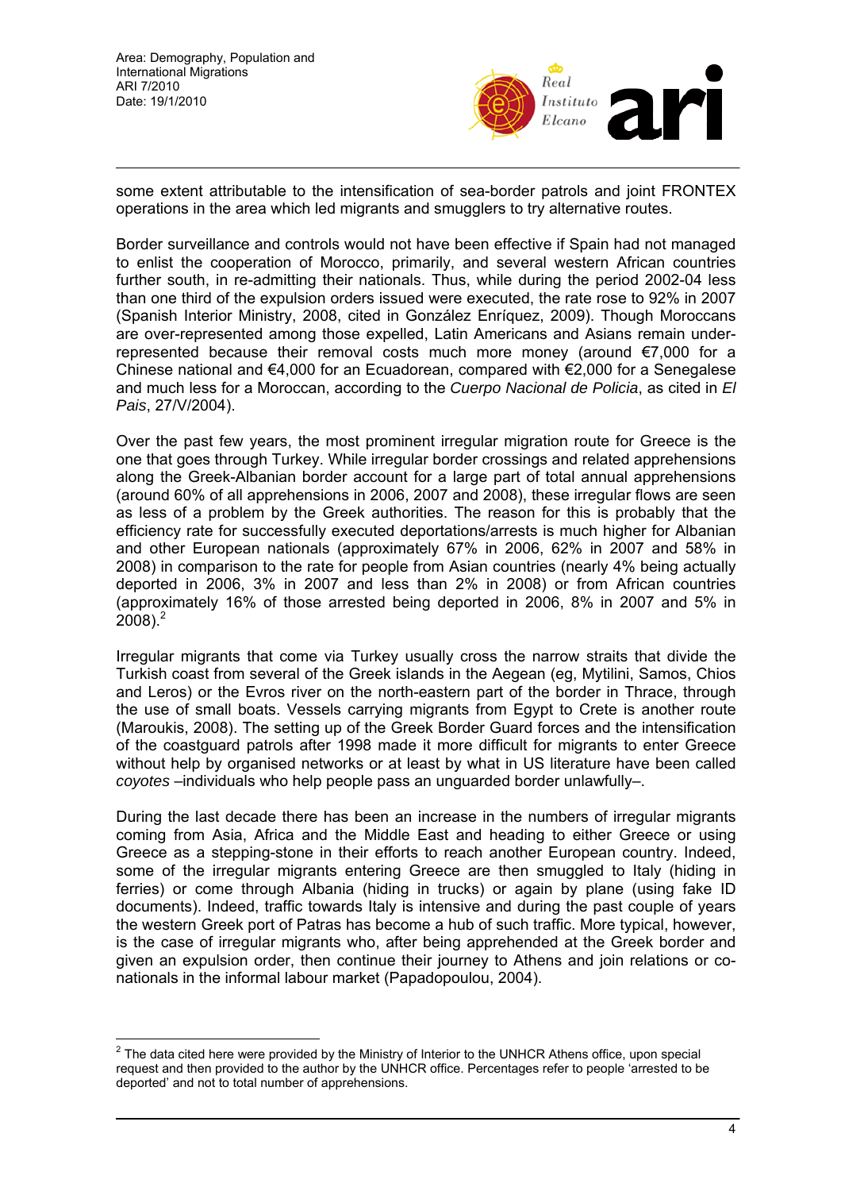some extent attributable to the intensification of sea-border patrols and joint FRONTEX operations in the area which led migrants and smugglers to try alternative routes.

Border surveillance and controls would not have been effective if Spain had not managed to enlist the cooperation of Morocco, primarily, and several western African countries further south, in re-admitting their nationals. Thus, while during the period 2002-04 less than one third of the expulsion orders issued were executed, the rate rose to 92% in 2007 (Spanish Interior Ministry, 2008, cited in González Enríquez, 2009). Though Moroccans are over-represented among those expelled, Latin Americans and Asians remain under-represented because their removal costs much more money (around €7,000 for a Chinese national and €4,000 for an Ecuadorean, compared with €2,000 for a Senegalese and much less for a Moroccan, according to the *Cuerpo Nacional de Policia*, as cited in *El Pais*, 27/V/2004).

Over the past few years, the most prominent irregular migration route for Greece is the one that goes through Turkey. While irregular border crossings and related apprehensions along the Greek-Albanian border account for a large part of total annual apprehensions (around 60% of all apprehensions in 2006, 2007 and 2008), these irregular flows are seen as less of a problem by the Greek authorities. The reason for this is probably that the efficiency rate for successfully executed deportations/arrests is much higher for Albanian and other European nationals (approximately 67% in 2006, 62% in 2007 and 58% in 2008) in comparison to the rate for people from Asian countries (nearly 4% being actually deported in 2006, 3% in 2007 and less than 2% in 2008) or from African countries (approximately 16% of those arrested being deported in 2006, 8% in 2007 and 5% in 2008).[2]

Irregular migrants that come via Turkey usually cross the narrow straits that divide the Turkish coast from several of the Greek islands in the Aegean (eg, Mytilini, Samos, Chios and Leros) or the Evros river on the north-eastern part of the border in Thrace, through the use of small boats. Vessels carrying migrants from Egypt to Crete is another route (Maroukis, 2008). The setting up of the Greek Border Guard forces and the intensification of the coastguard patrols after 1998 made it more difficult for migrants to enter Greece without help by organised networks or at least by what in US literature have been called *coyotes* –individuals who help people pass an unguarded border unlawfully–.

During the last decade there has been an increase in the numbers of irregular migrants coming from Asia, Africa and the Middle East and heading to either Greece or using Greece as a stepping-stone in their efforts to reach another European country. Indeed, some of the irregular migrants entering Greece are then smuggled to Italy (hiding in ferries) or come through Albania (hiding in trucks) or again by plane (using fake ID documents). Indeed, traffic towards Italy is intensive and during the past couple of years the western Greek port of Patras has become a hub of such traffic. More typical, however, is the case of irregular migrants who, after being apprehended at the Greek border and given an expulsion order, then continue their journey to Athens and join relations or co-nationals in the informal labour market (Papadopoulou, 2004).

---

[2] The data cited here were provided by the Ministry of Interior to the UNHCR Athens office, upon special request and then provided to the author by the UNHCR office. Percentages refer to people 'arrested to be deported' and not to total number of apprehensions.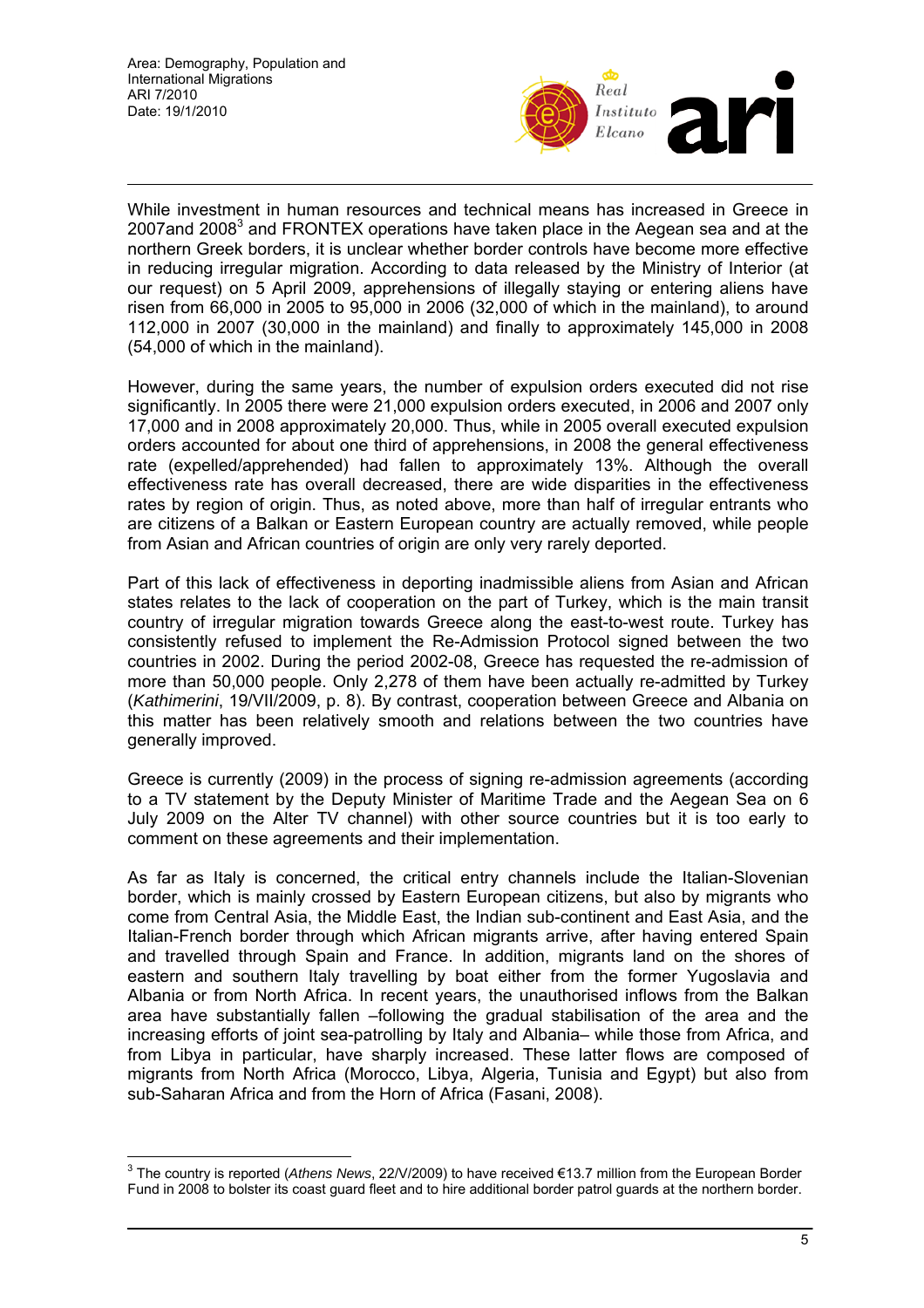While investment in human resources and technical means has increased in Greece in 2007and 2008[3] and FRONTEX operations have taken place in the Aegean sea and at the northern Greek borders, it is unclear whether border controls have become more effective in reducing irregular migration. According to data released by the Ministry of Interior (at our request) on 5 April 2009, apprehensions of illegally staying or entering aliens have risen from 66,000 in 2005 to 95,000 in 2006 (32,000 of which in the mainland), to around 112,000 in 2007 (30,000 in the mainland) and finally to approximately 145,000 in 2008 (54,000 of which in the mainland).

However, during the same years, the number of expulsion orders executed did not rise significantly. In 2005 there were 21,000 expulsion orders executed, in 2006 and 2007 only 17,000 and in 2008 approximately 20,000. Thus, while in 2005 overall executed expulsion orders accounted for about one third of apprehensions, in 2008 the general effectiveness rate (expelled/apprehended) had fallen to approximately 13%. Although the overall effectiveness rate has overall decreased, there are wide disparities in the effectiveness rates by region of origin. Thus, as noted above, more than half of irregular entrants who are citizens of a Balkan or Eastern European country are actually removed, while people from Asian and African countries of origin are only very rarely deported.

Part of this lack of effectiveness in deporting inadmissible aliens from Asian and African states relates to the lack of cooperation on the part of Turkey, which is the main transit country of irregular migration towards Greece along the east-to-west route. Turkey has consistently refused to implement the Re-Admission Protocol signed between the two countries in 2002. During the period 2002-08, Greece has requested the re-admission of more than 50,000 people. Only 2,278 of them have been actually re-admitted by Turkey (*Kathimerini*, 19/VII/2009, p. 8). By contrast, cooperation between Greece and Albania on this matter has been relatively smooth and relations between the two countries have generally improved.

Greece is currently (2009) in the process of signing re-admission agreements (according to a TV statement by the Deputy Minister of Maritime Trade and the Aegean Sea on 6 July 2009 on the Alter TV channel) with other source countries but it is too early to comment on these agreements and their implementation.

As far as Italy is concerned, the critical entry channels include the Italian-Slovenian border, which is mainly crossed by Eastern European citizens, but also by migrants who come from Central Asia, the Middle East, the Indian sub-continent and East Asia, and the Italian-French border through which African migrants arrive, after having entered Spain and travelled through Spain and France. In addition, migrants land on the shores of eastern and southern Italy travelling by boat either from the former Yugoslavia and Albania or from North Africa. In recent years, the unauthorised inflows from the Balkan area have substantially fallen –following the gradual stabilisation of the area and the increasing efforts of joint sea-patrolling by Italy and Albania– while those from Africa, and from Libya in particular, have sharply increased. These latter flows are composed of migrants from North Africa (Morocco, Libya, Algeria, Tunisia and Egypt) but also from sub-Saharan Africa and from the Horn of Africa (Fasani, 2008).

[3] The country is reported (*Athens News*, 22/V/2009) to have received €13.7 million from the European Border Fund in 2008 to bolster its coast guard fleet and to hire additional border patrol guards at the northern border.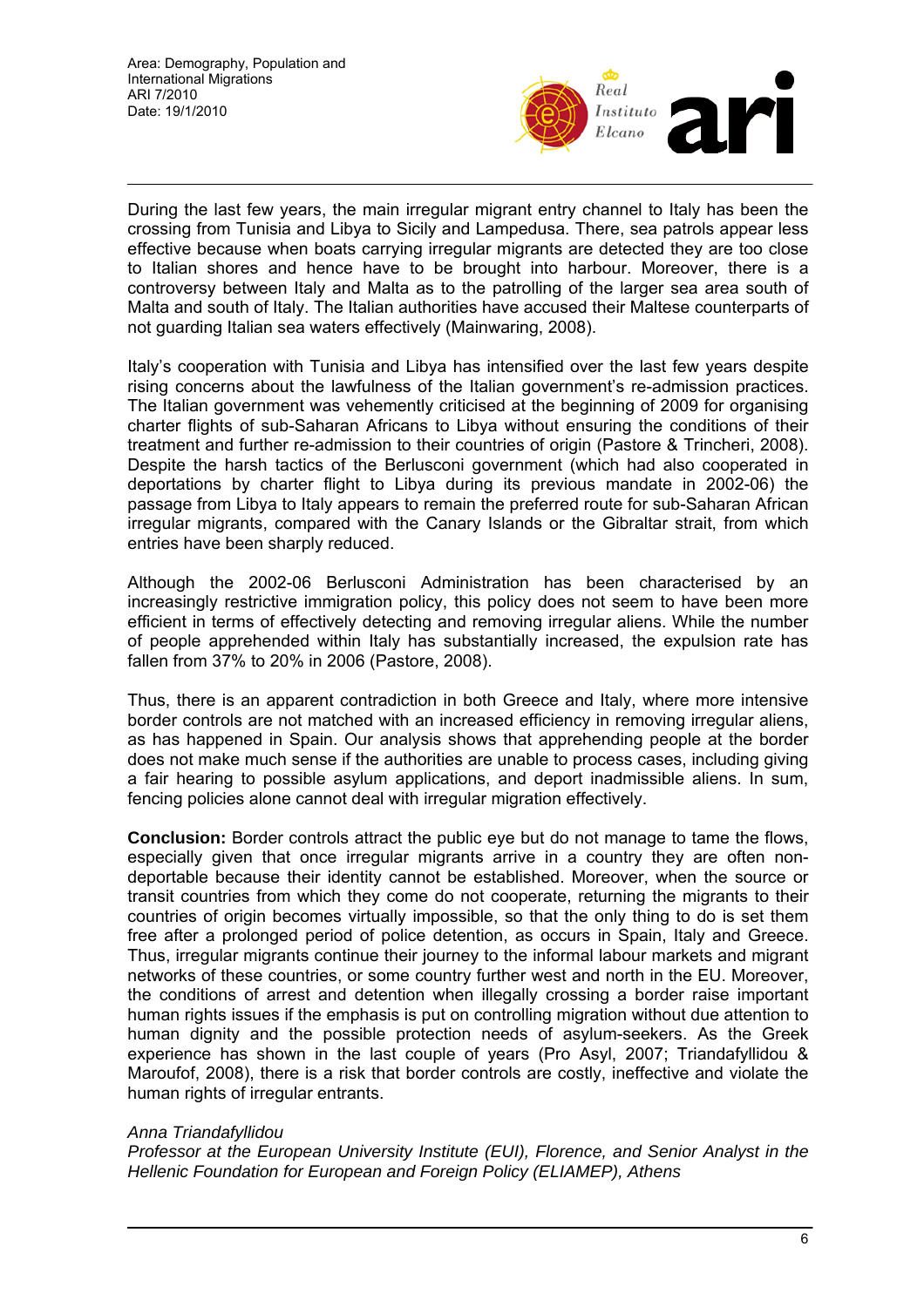During the last few years, the main irregular migrant entry channel to Italy has been the crossing from Tunisia and Libya to Sicily and Lampedusa. There, sea patrols appear less effective because when boats carrying irregular migrants are detected they are too close to Italian shores and hence have to be brought into harbour. Moreover, there is a controversy between Italy and Malta as to the patrolling of the larger sea area south of Malta and south of Italy. The Italian authorities have accused their Maltese counterparts of not guarding Italian sea waters effectively (Mainwaring, 2008).

Italy's cooperation with Tunisia and Libya has intensified over the last few years despite rising concerns about the lawfulness of the Italian government's re-admission practices. The Italian government was vehemently criticised at the beginning of 2009 for organising charter flights of sub-Saharan Africans to Libya without ensuring the conditions of their treatment and further re-admission to their countries of origin (Pastore & Trincheri, 2008). Despite the harsh tactics of the Berlusconi government (which had also cooperated in deportations by charter flight to Libya during its previous mandate in 2002-06) the passage from Libya to Italy appears to remain the preferred route for sub-Saharan African irregular migrants, compared with the Canary Islands or the Gibraltar strait, from which entries have been sharply reduced.

Although the 2002-06 Berlusconi Administration has been characterised by an increasingly restrictive immigration policy, this policy does not seem to have been more efficient in terms of effectively detecting and removing irregular aliens. While the number of people apprehended within Italy has substantially increased, the expulsion rate has fallen from 37% to 20% in 2006 (Pastore, 2008).

Thus, there is an apparent contradiction in both Greece and Italy, where more intensive border controls are not matched with an increased efficiency in removing irregular aliens, as has happened in Spain. Our analysis shows that apprehending people at the border does not make much sense if the authorities are unable to process cases, including giving a fair hearing to possible asylum applications, and deport inadmissible aliens. In sum, fencing policies alone cannot deal with irregular migration effectively.

**Conclusion:** Border controls attract the public eye but do not manage to tame the flows, especially given that once irregular migrants arrive in a country they are often non-deportable because their identity cannot be established. Moreover, when the source or transit countries from which they come do not cooperate, returning the migrants to their countries of origin becomes virtually impossible, so that the only thing to do is set them free after a prolonged period of police detention, as occurs in Spain, Italy and Greece. Thus, irregular migrants continue their journey to the informal labour markets and migrant networks of these countries, or some country further west and north in the EU. Moreover, the conditions of arrest and detention when illegally crossing a border raise important human rights issues if the emphasis is put on controlling migration without due attention to human dignity and the possible protection needs of asylum-seekers. As the Greek experience has shown in the last couple of years (Pro Asyl, 2007; Triandafyllidou & Maroufof, 2008), there is a risk that border controls are costly, ineffective and violate the human rights of irregular entrants.

*Anna Triandafyllidou*
*Professor at the European University Institute (EUI), Florence, and Senior Analyst in the Hellenic Foundation for European and Foreign Policy (ELIAMEP), Athens*